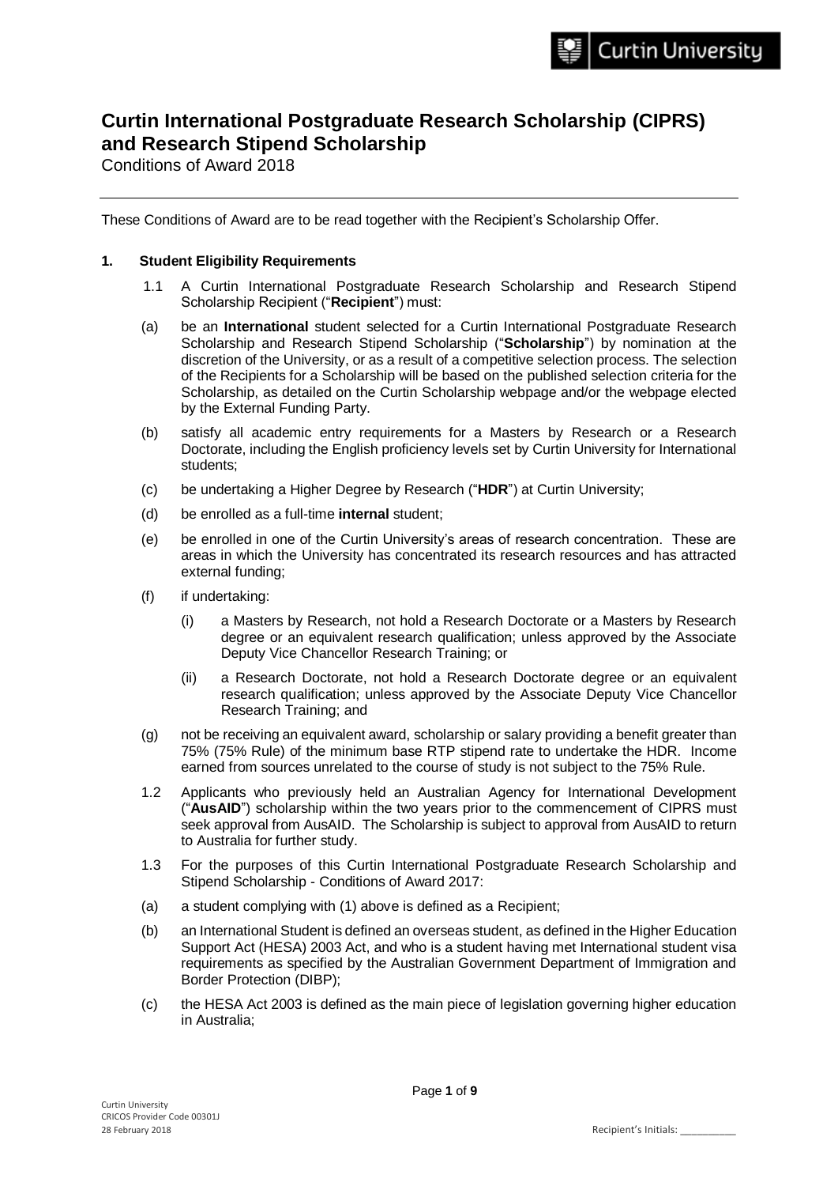# Curtin International Postgraduate Research Scholarship (CIPRS) and Research Stipend Scholarship

Conditions of Award 2018

---

These Conditions of Award are to be read together with the Recipient's Scholarship Offer.

## 1. Student Eligibility Requirements

1.1 A Curtin International Postgraduate Research Scholarship and Research Stipend Scholarship Recipient ("**Recipient**") must:

(a) be an **International** student selected for a Curtin International Postgraduate Research Scholarship and Research Stipend Scholarship ("**Scholarship**") by nomination at the discretion of the University, or as a result of a competitive selection process. The selection of the Recipients for a Scholarship will be based on the published selection criteria for the Scholarship, as detailed on the Curtin Scholarship webpage and/or the webpage elected by the External Funding Party.

(b) satisfy all academic entry requirements for a Masters by Research or a Research Doctorate, including the English proficiency levels set by Curtin University for International students;

(c) be undertaking a Higher Degree by Research ("**HDR**") at Curtin University;

(d) be enrolled as a full-time **internal** student;

(e) be enrolled in one of the Curtin University's areas of research concentration. These are areas in which the University has concentrated its research resources and has attracted external funding;

(f) if undertaking:

(i) a Masters by Research, not hold a Research Doctorate or a Masters by Research degree or an equivalent research qualification; unless approved by the Associate Deputy Vice Chancellor Research Training; or

(ii) a Research Doctorate, not hold a Research Doctorate degree or an equivalent research qualification; unless approved by the Associate Deputy Vice Chancellor Research Training; and

(g) not be receiving an equivalent award, scholarship or salary providing a benefit greater than 75% (75% Rule) of the minimum base RTP stipend rate to undertake the HDR. Income earned from sources unrelated to the course of study is not subject to the 75% Rule.

1.2 Applicants who previously held an Australian Agency for International Development ("**AusAID**") scholarship within the two years prior to the commencement of CIPRS must seek approval from AusAID. The Scholarship is subject to approval from AusAID to return to Australia for further study.

1.3 For the purposes of this Curtin International Postgraduate Research Scholarship and Stipend Scholarship - Conditions of Award 2017:

(a) a student complying with (1) above is defined as a Recipient;

(b) an International Student is defined an overseas student, as defined in the Higher Education Support Act (HESA) 2003 Act, and who is a student having met International student visa requirements as specified by the Australian Government Department of Immigration and Border Protection (DIBP);

(c) the HESA Act 2003 is defined as the main piece of legislation governing higher education in Australia;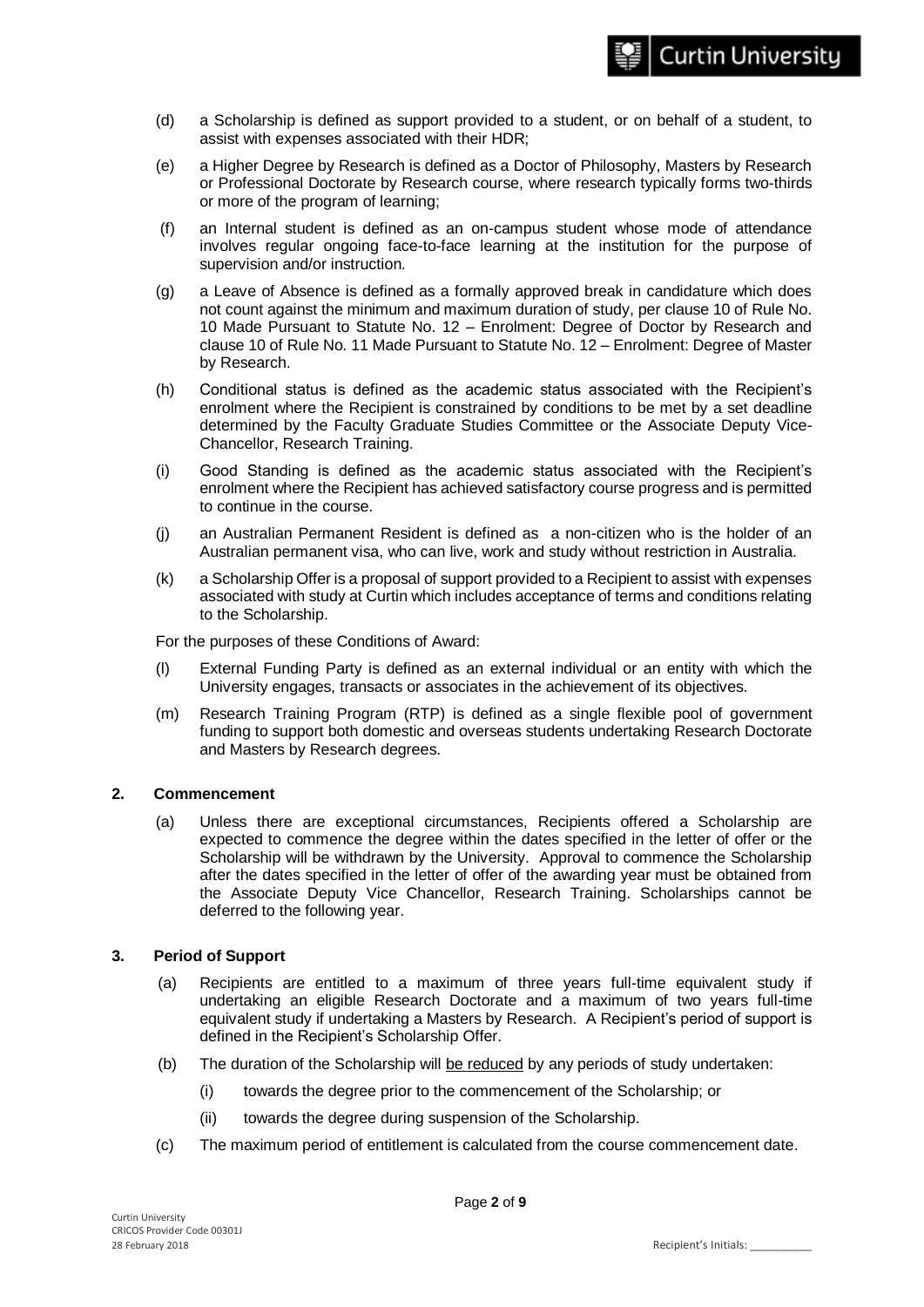(d) a Scholarship is defined as support provided to a student, or on behalf of a student, to assist with expenses associated with their HDR;

(e) a Higher Degree by Research is defined as a Doctor of Philosophy, Masters by Research or Professional Doctorate by Research course, where research typically forms two-thirds or more of the program of learning;

(f) an Internal student is defined as an on-campus student whose mode of attendance involves regular ongoing face-to-face learning at the institution for the purpose of supervision and/or instruction.

(g) a Leave of Absence is defined as a formally approved break in candidature which does not count against the minimum and maximum duration of study, per clause 10 of Rule No. 10 Made Pursuant to Statute No. 12 – Enrolment: Degree of Doctor by Research and clause 10 of Rule No. 11 Made Pursuant to Statute No. 12 – Enrolment: Degree of Master by Research.

(h) Conditional status is defined as the academic status associated with the Recipient's enrolment where the Recipient is constrained by conditions to be met by a set deadline determined by the Faculty Graduate Studies Committee or the Associate Deputy Vice-Chancellor, Research Training.

(i) Good Standing is defined as the academic status associated with the Recipient's enrolment where the Recipient has achieved satisfactory course progress and is permitted to continue in the course.

(j) an Australian Permanent Resident is defined as a non-citizen who is the holder of an Australian permanent visa, who can live, work and study without restriction in Australia.

(k) a Scholarship Offer is a proposal of support provided to a Recipient to assist with expenses associated with study at Curtin which includes acceptance of terms and conditions relating to the Scholarship.

For the purposes of these Conditions of Award:

(l) External Funding Party is defined as an external individual or an entity with which the University engages, transacts or associates in the achievement of its objectives.

(m) Research Training Program (RTP) is defined as a single flexible pool of government funding to support both domestic and overseas students undertaking Research Doctorate and Masters by Research degrees.

## 2. Commencement

(a) Unless there are exceptional circumstances, Recipients offered a Scholarship are expected to commence the degree within the dates specified in the letter of offer or the Scholarship will be withdrawn by the University. Approval to commence the Scholarship after the dates specified in the letter of offer of the awarding year must be obtained from the Associate Deputy Vice Chancellor, Research Training. Scholarships cannot be deferred to the following year.

## 3. Period of Support

(a) Recipients are entitled to a maximum of three years full-time equivalent study if undertaking an eligible Research Doctorate and a maximum of two years full-time equivalent study if undertaking a Masters by Research. A Recipient's period of support is defined in the Recipient's Scholarship Offer.

(b) The duration of the Scholarship will be reduced by any periods of study undertaken:

   (i) towards the degree prior to the commencement of the Scholarship; or

   (ii) towards the degree during suspension of the Scholarship.

(c) The maximum period of entitlement is calculated from the course commencement date.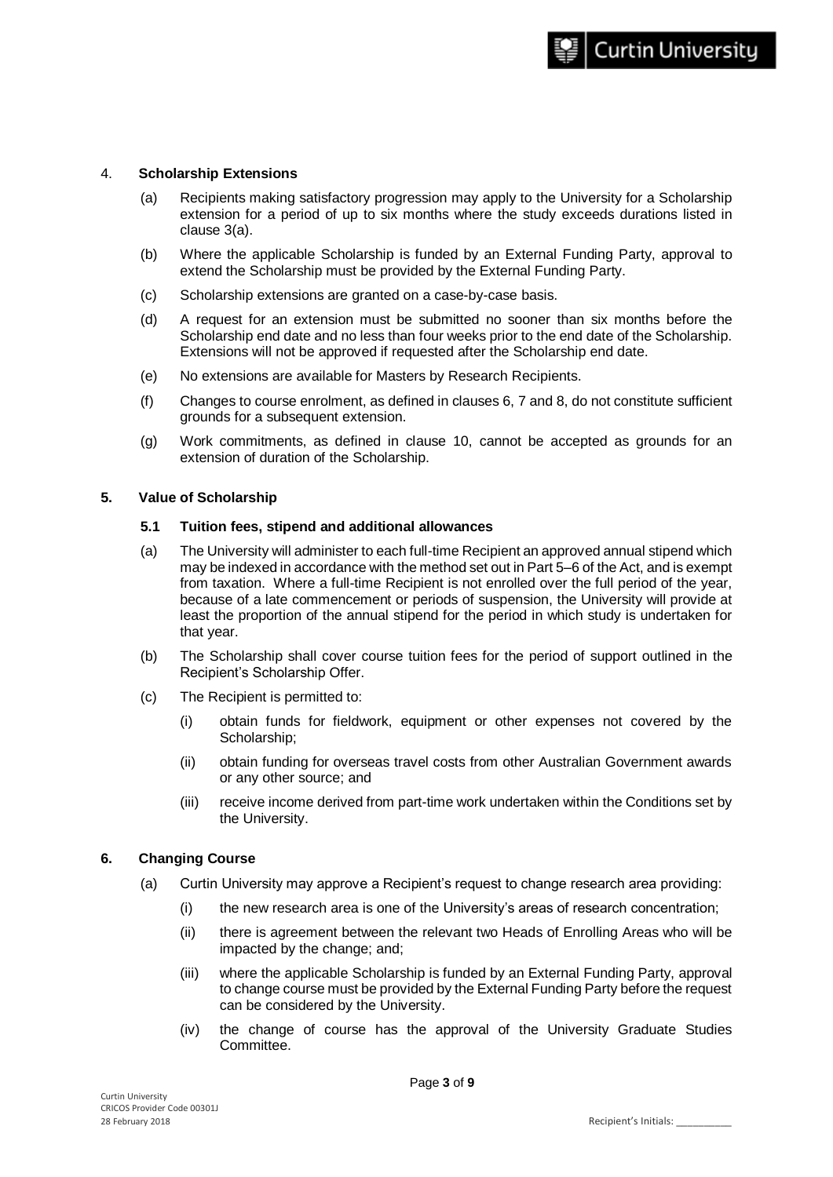## 4. **Scholarship Extensions**

(a) Recipients making satisfactory progression may apply to the University for a Scholarship extension for a period of up to six months where the study exceeds durations listed in clause 3(a).

(b) Where the applicable Scholarship is funded by an External Funding Party, approval to extend the Scholarship must be provided by the External Funding Party.

(c) Scholarship extensions are granted on a case-by-case basis.

(d) A request for an extension must be submitted no sooner than six months before the Scholarship end date and no less than four weeks prior to the end date of the Scholarship. Extensions will not be approved if requested after the Scholarship end date.

(e) No extensions are available for Masters by Research Recipients.

(f) Changes to course enrolment, as defined in clauses 6, 7 and 8, do not constitute sufficient grounds for a subsequent extension.

(g) Work commitments, as defined in clause 10, cannot be accepted as grounds for an extension of duration of the Scholarship.

## 5. **Value of Scholarship**

### 5.1 **Tuition fees, stipend and additional allowances**

(a) The University will administer to each full-time Recipient an approved annual stipend which may be indexed in accordance with the method set out in Part 5–6 of the Act, and is exempt from taxation. Where a full-time Recipient is not enrolled over the full period of the year, because of a late commencement or periods of suspension, the University will provide at least the proportion of the annual stipend for the period in which study is undertaken for that year.

(b) The Scholarship shall cover course tuition fees for the period of support outlined in the Recipient's Scholarship Offer.

(c) The Recipient is permitted to:

(i) obtain funds for fieldwork, equipment or other expenses not covered by the Scholarship;

(ii) obtain funding for overseas travel costs from other Australian Government awards or any other source; and

(iii) receive income derived from part-time work undertaken within the Conditions set by the University.

## 6. **Changing Course**

(a) Curtin University may approve a Recipient's request to change research area providing:

(i) the new research area is one of the University's areas of research concentration;

(ii) there is agreement between the relevant two Heads of Enrolling Areas who will be impacted by the change; and;

(iii) where the applicable Scholarship is funded by an External Funding Party, approval to change course must be provided by the External Funding Party before the request can be considered by the University.

(iv) the change of course has the approval of the University Graduate Studies Committee.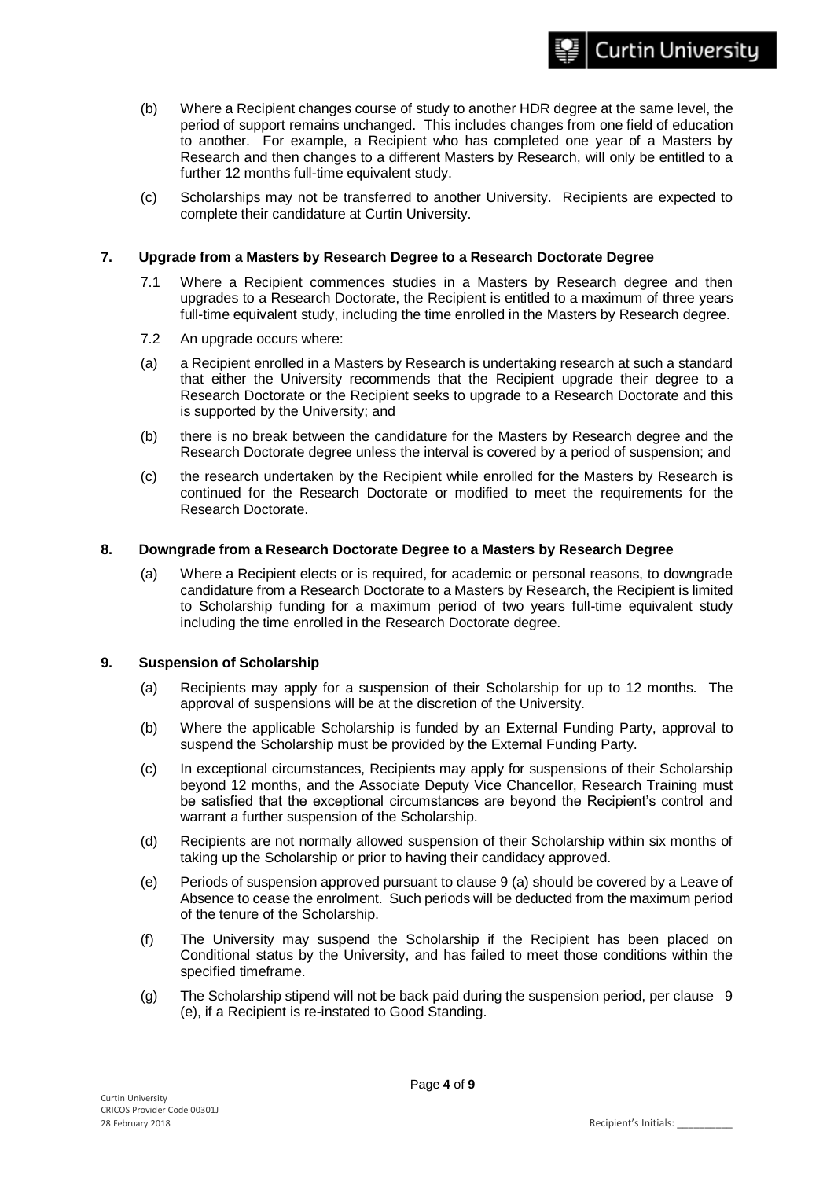(b) Where a Recipient changes course of study to another HDR degree at the same level, the period of support remains unchanged. This includes changes from one field of education to another. For example, a Recipient who has completed one year of a Masters by Research and then changes to a different Masters by Research, will only be entitled to a further 12 months full-time equivalent study.

(c) Scholarships may not be transferred to another University. Recipients are expected to complete their candidature at Curtin University.

## 7. Upgrade from a Masters by Research Degree to a Research Doctorate Degree

7.1 Where a Recipient commences studies in a Masters by Research degree and then upgrades to a Research Doctorate, the Recipient is entitled to a maximum of three years full-time equivalent study, including the time enrolled in the Masters by Research degree.

7.2 An upgrade occurs where:

(a) a Recipient enrolled in a Masters by Research is undertaking research at such a standard that either the University recommends that the Recipient upgrade their degree to a Research Doctorate or the Recipient seeks to upgrade to a Research Doctorate and this is supported by the University; and

(b) there is no break between the candidature for the Masters by Research degree and the Research Doctorate degree unless the interval is covered by a period of suspension; and

(c) the research undertaken by the Recipient while enrolled for the Masters by Research is continued for the Research Doctorate or modified to meet the requirements for the Research Doctorate.

## 8. Downgrade from a Research Doctorate Degree to a Masters by Research Degree

(a) Where a Recipient elects or is required, for academic or personal reasons, to downgrade candidature from a Research Doctorate to a Masters by Research, the Recipient is limited to Scholarship funding for a maximum period of two years full-time equivalent study including the time enrolled in the Research Doctorate degree.

## 9. Suspension of Scholarship

(a) Recipients may apply for a suspension of their Scholarship for up to 12 months. The approval of suspensions will be at the discretion of the University.

(b) Where the applicable Scholarship is funded by an External Funding Party, approval to suspend the Scholarship must be provided by the External Funding Party.

(c) In exceptional circumstances, Recipients may apply for suspensions of their Scholarship beyond 12 months, and the Associate Deputy Vice Chancellor, Research Training must be satisfied that the exceptional circumstances are beyond the Recipient's control and warrant a further suspension of the Scholarship.

(d) Recipients are not normally allowed suspension of their Scholarship within six months of taking up the Scholarship or prior to having their candidacy approved.

(e) Periods of suspension approved pursuant to clause 9 (a) should be covered by a Leave of Absence to cease the enrolment. Such periods will be deducted from the maximum period of the tenure of the Scholarship.

(f) The University may suspend the Scholarship if the Recipient has been placed on Conditional status by the University, and has failed to meet those conditions within the specified timeframe.

(g) The Scholarship stipend will not be back paid during the suspension period, per clause 9 (e), if a Recipient is re-instated to Good Standing.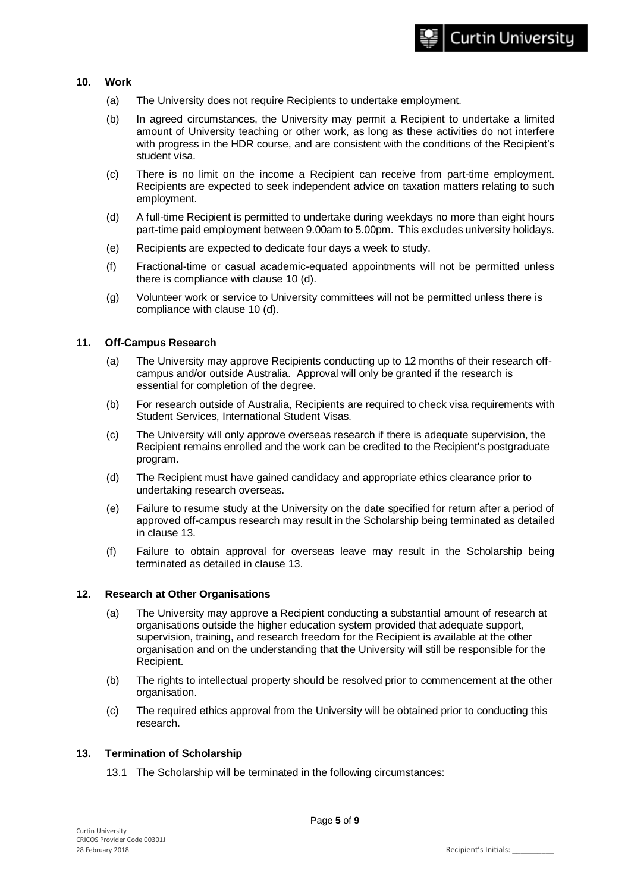## 10. Work

(a) The University does not require Recipients to undertake employment.

(b) In agreed circumstances, the University may permit a Recipient to undertake a limited amount of University teaching or other work, as long as these activities do not interfere with progress in the HDR course, and are consistent with the conditions of the Recipient's student visa.

(c) There is no limit on the income a Recipient can receive from part-time employment. Recipients are expected to seek independent advice on taxation matters relating to such employment.

(d) A full-time Recipient is permitted to undertake during weekdays no more than eight hours part-time paid employment between 9.00am to 5.00pm. This excludes university holidays.

(e) Recipients are expected to dedicate four days a week to study.

(f) Fractional-time or casual academic-equated appointments will not be permitted unless there is compliance with clause 10 (d).

(g) Volunteer work or service to University committees will not be permitted unless there is compliance with clause 10 (d).

## 11. Off-Campus Research

(a) The University may approve Recipients conducting up to 12 months of their research off-campus and/or outside Australia. Approval will only be granted if the research is essential for completion of the degree.

(b) For research outside of Australia, Recipients are required to check visa requirements with Student Services, International Student Visas.

(c) The University will only approve overseas research if there is adequate supervision, the Recipient remains enrolled and the work can be credited to the Recipient's postgraduate program.

(d) The Recipient must have gained candidacy and appropriate ethics clearance prior to undertaking research overseas.

(e) Failure to resume study at the University on the date specified for return after a period of approved off-campus research may result in the Scholarship being terminated as detailed in clause 13.

(f) Failure to obtain approval for overseas leave may result in the Scholarship being terminated as detailed in clause 13.

## 12. Research at Other Organisations

(a) The University may approve a Recipient conducting a substantial amount of research at organisations outside the higher education system provided that adequate support, supervision, training, and research freedom for the Recipient is available at the other organisation and on the understanding that the University will still be responsible for the Recipient.

(b) The rights to intellectual property should be resolved prior to commencement at the other organisation.

(c) The required ethics approval from the University will be obtained prior to conducting this research.

## 13. Termination of Scholarship

13.1 The Scholarship will be terminated in the following circumstances: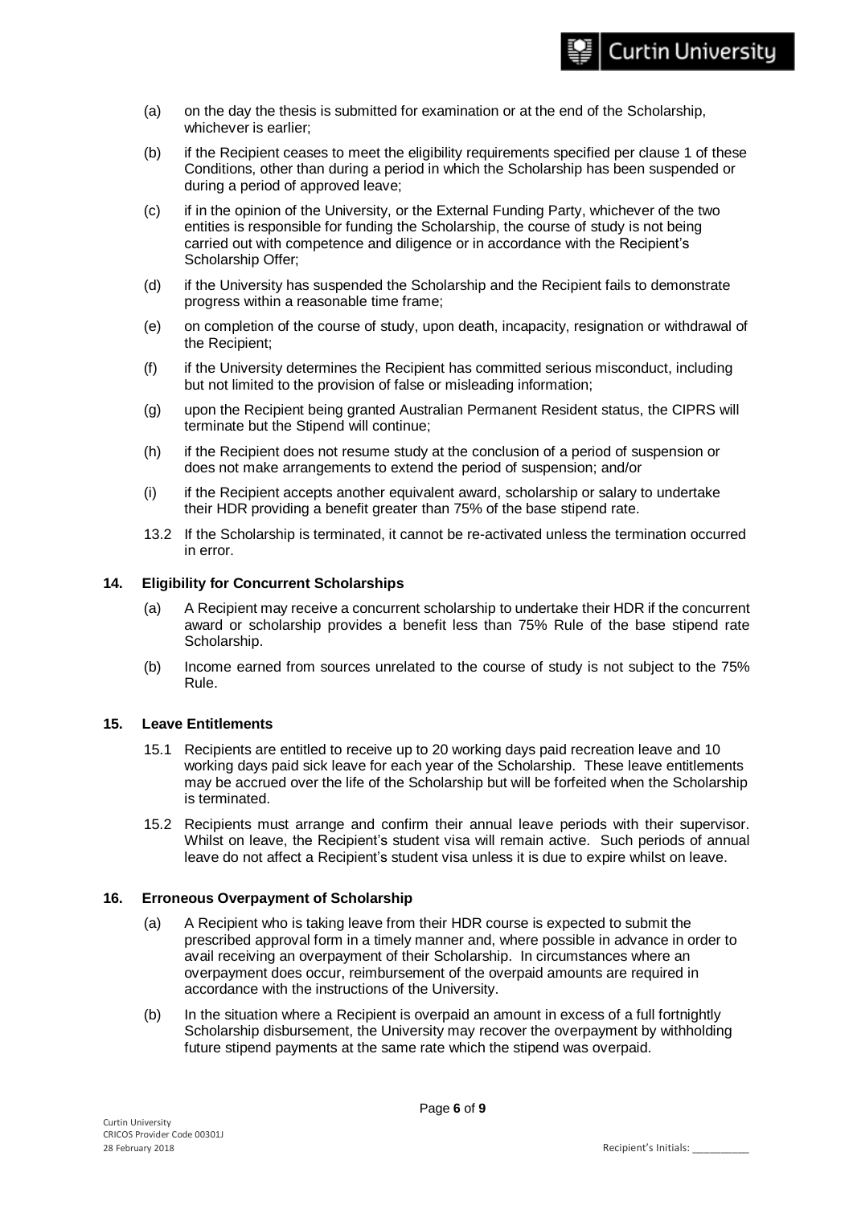(a) on the day the thesis is submitted for examination or at the end of the Scholarship, whichever is earlier;

(b) if the Recipient ceases to meet the eligibility requirements specified per clause 1 of these Conditions, other than during a period in which the Scholarship has been suspended or during a period of approved leave;

(c) if in the opinion of the University, or the External Funding Party, whichever of the two entities is responsible for funding the Scholarship, the course of study is not being carried out with competence and diligence or in accordance with the Recipient's Scholarship Offer;

(d) if the University has suspended the Scholarship and the Recipient fails to demonstrate progress within a reasonable time frame;

(e) on completion of the course of study, upon death, incapacity, resignation or withdrawal of the Recipient;

(f) if the University determines the Recipient has committed serious misconduct, including but not limited to the provision of false or misleading information;

(g) upon the Recipient being granted Australian Permanent Resident status, the CIPRS will terminate but the Stipend will continue;

(h) if the Recipient does not resume study at the conclusion of a period of suspension or does not make arrangements to extend the period of suspension; and/or

(i) if the Recipient accepts another equivalent award, scholarship or salary to undertake their HDR providing a benefit greater than 75% of the base stipend rate.

13.2 If the Scholarship is terminated, it cannot be re-activated unless the termination occurred in error.

### 14. Eligibility for Concurrent Scholarships

(a) A Recipient may receive a concurrent scholarship to undertake their HDR if the concurrent award or scholarship provides a benefit less than 75% Rule of the base stipend rate Scholarship.

(b) Income earned from sources unrelated to the course of study is not subject to the 75% Rule.

### 15. Leave Entitlements

15.1 Recipients are entitled to receive up to 20 working days paid recreation leave and 10 working days paid sick leave for each year of the Scholarship. These leave entitlements may be accrued over the life of the Scholarship but will be forfeited when the Scholarship is terminated.

15.2 Recipients must arrange and confirm their annual leave periods with their supervisor. Whilst on leave, the Recipient's student visa will remain active. Such periods of annual leave do not affect a Recipient's student visa unless it is due to expire whilst on leave.

### 16. Erroneous Overpayment of Scholarship

(a) A Recipient who is taking leave from their HDR course is expected to submit the prescribed approval form in a timely manner and, where possible in advance in order to avail receiving an overpayment of their Scholarship. In circumstances where an overpayment does occur, reimbursement of the overpaid amounts are required in accordance with the instructions of the University.

(b) In the situation where a Recipient is overpaid an amount in excess of a full fortnightly Scholarship disbursement, the University may recover the overpayment by withholding future stipend payments at the same rate which the stipend was overpaid.

Recipient's Initials: __________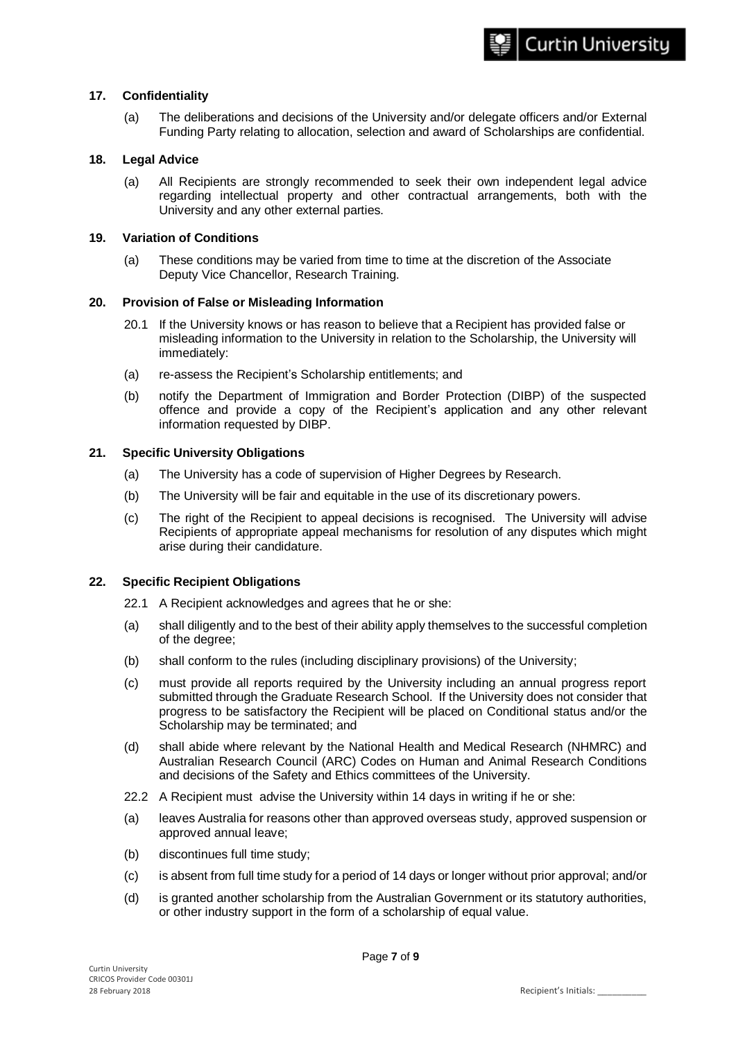## 17. Confidentiality

(a) The deliberations and decisions of the University and/or delegate officers and/or External Funding Party relating to allocation, selection and award of Scholarships are confidential.

## 18. Legal Advice

(a) All Recipients are strongly recommended to seek their own independent legal advice regarding intellectual property and other contractual arrangements, both with the University and any other external parties.

## 19. Variation of Conditions

(a) These conditions may be varied from time to time at the discretion of the Associate Deputy Vice Chancellor, Research Training.

## 20. Provision of False or Misleading Information

20.1 If the University knows or has reason to believe that a Recipient has provided false or misleading information to the University in relation to the Scholarship, the University will immediately:

(a) re-assess the Recipient's Scholarship entitlements; and

(b) notify the Department of Immigration and Border Protection (DIBP) of the suspected offence and provide a copy of the Recipient's application and any other relevant information requested by DIBP.

## 21. Specific University Obligations

(a) The University has a code of supervision of Higher Degrees by Research.

(b) The University will be fair and equitable in the use of its discretionary powers.

(c) The right of the Recipient to appeal decisions is recognised. The University will advise Recipients of appropriate appeal mechanisms for resolution of any disputes which might arise during their candidature.

## 22. Specific Recipient Obligations

22.1 A Recipient acknowledges and agrees that he or she:

(a) shall diligently and to the best of their ability apply themselves to the successful completion of the degree;

(b) shall conform to the rules (including disciplinary provisions) of the University;

(c) must provide all reports required by the University including an annual progress report submitted through the Graduate Research School. If the University does not consider that progress to be satisfactory the Recipient will be placed on Conditional status and/or the Scholarship may be terminated; and

(d) shall abide where relevant by the National Health and Medical Research (NHMRC) and Australian Research Council (ARC) Codes on Human and Animal Research Conditions and decisions of the Safety and Ethics committees of the University.

22.2 A Recipient must advise the University within 14 days in writing if he or she:

(a) leaves Australia for reasons other than approved overseas study, approved suspension or approved annual leave;

(b) discontinues full time study;

(c) is absent from full time study for a period of 14 days or longer without prior approval; and/or

(d) is granted another scholarship from the Australian Government or its statutory authorities, or other industry support in the form of a scholarship of equal value.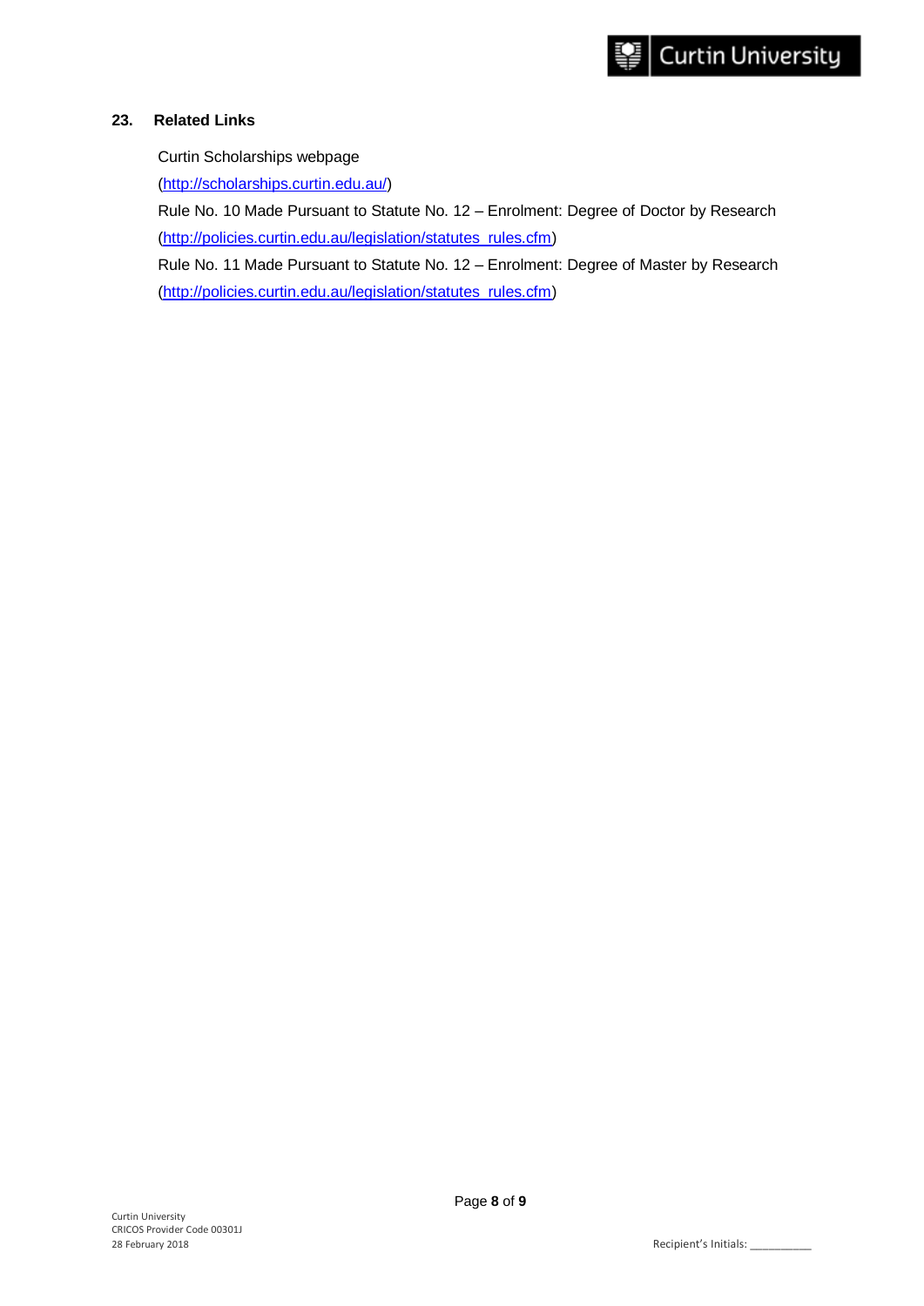## 23. Related Links

Curtin Scholarships webpage

(http://scholarships.curtin.edu.au/)

Rule No. 10 Made Pursuant to Statute No. 12 – Enrolment: Degree of Doctor by Research

(http://policies.curtin.edu.au/legislation/statutes_rules.cfm)

Rule No. 11 Made Pursuant to Statute No. 12 – Enrolment: Degree of Master by Research

(http://policies.curtin.edu.au/legislation/statutes_rules.cfm)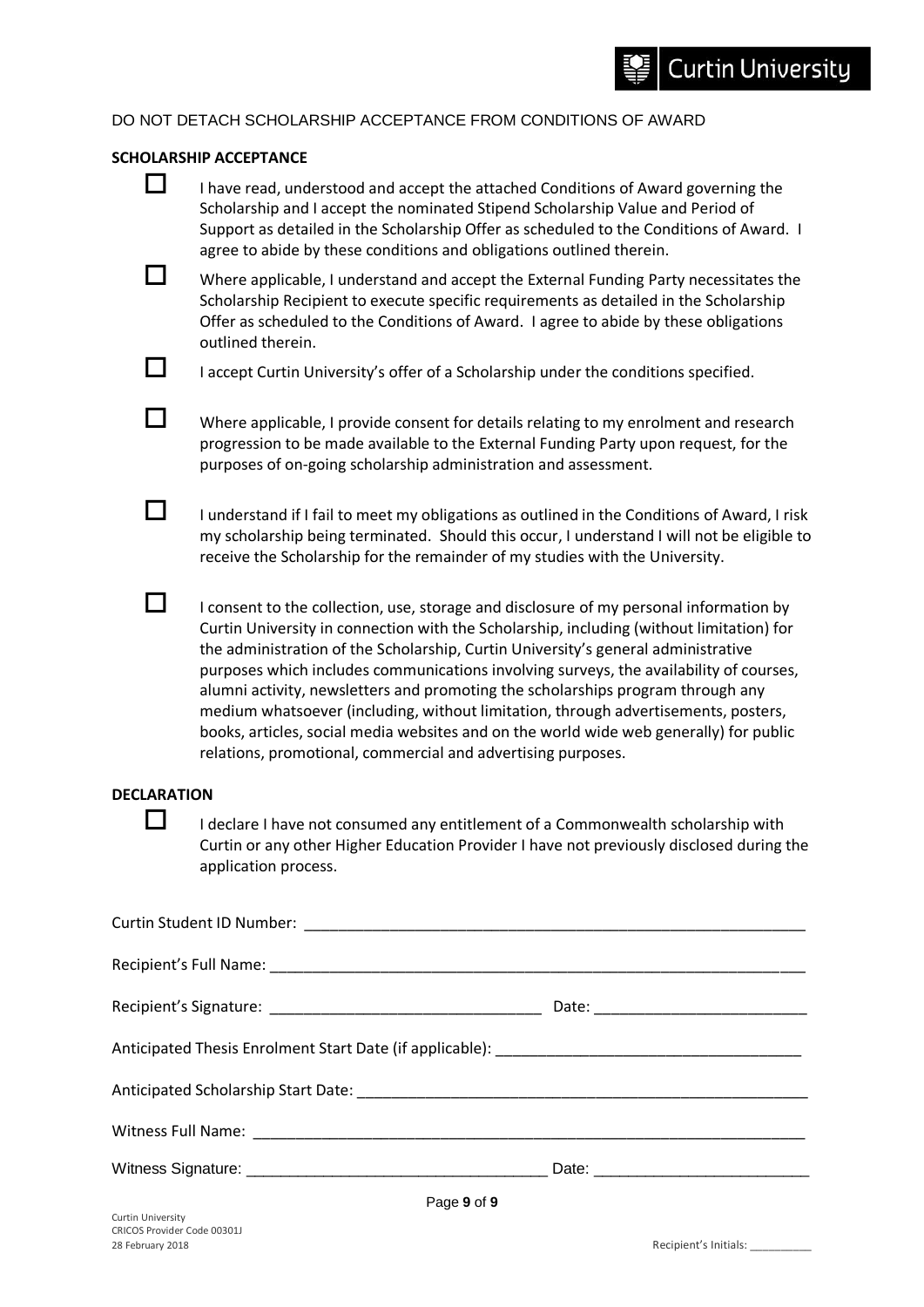DO NOT DETACH SCHOLARSHIP ACCEPTANCE FROM CONDITIONS OF AWARD

**SCHOLARSHIP ACCEPTANCE**

☐ I have read, understood and accept the attached Conditions of Award governing the Scholarship and I accept the nominated Stipend Scholarship Value and Period of Support as detailed in the Scholarship Offer as scheduled to the Conditions of Award. I agree to abide by these conditions and obligations outlined therein.

☐ Where applicable, I understand and accept the External Funding Party necessitates the Scholarship Recipient to execute specific requirements as detailed in the Scholarship Offer as scheduled to the Conditions of Award. I agree to abide by these obligations outlined therein.

☐ I accept Curtin University's offer of a Scholarship under the conditions specified.

☐ Where applicable, I provide consent for details relating to my enrolment and research progression to be made available to the External Funding Party upon request, for the purposes of on-going scholarship administration and assessment.

☐ I understand if I fail to meet my obligations as outlined in the Conditions of Award, I risk my scholarship being terminated. Should this occur, I understand I will not be eligible to receive the Scholarship for the remainder of my studies with the University.

☐ I consent to the collection, use, storage and disclosure of my personal information by Curtin University in connection with the Scholarship, including (without limitation) for the administration of the Scholarship, Curtin University's general administrative purposes which includes communications involving surveys, the availability of courses, alumni activity, newsletters and promoting the scholarships program through any medium whatsoever (including, without limitation, through advertisements, posters, books, articles, social media websites and on the world wide web generally) for public relations, promotional, commercial and advertising purposes.

**DECLARATION**

☐ I declare I have not consumed any entitlement of a Commonwealth scholarship with Curtin or any other Higher Education Provider I have not previously disclosed during the application process.

Curtin Student ID Number: ____________________________________________________________

Recipient's Full Name: ________________________________________________________________

Recipient's Signature: ________________________________ Date: _________________________

Anticipated Thesis Enrolment Start Date (if applicable): ___________________________________

Anticipated Scholarship Start Date: ______________________________________________________

Witness Full Name: ___________________________________________________________________

Witness Signature: ___________________________________ Date: _________________________

Curtin University
CRICOS Provider Code 00301J
28 February 2018

Recipient's Initials: __________